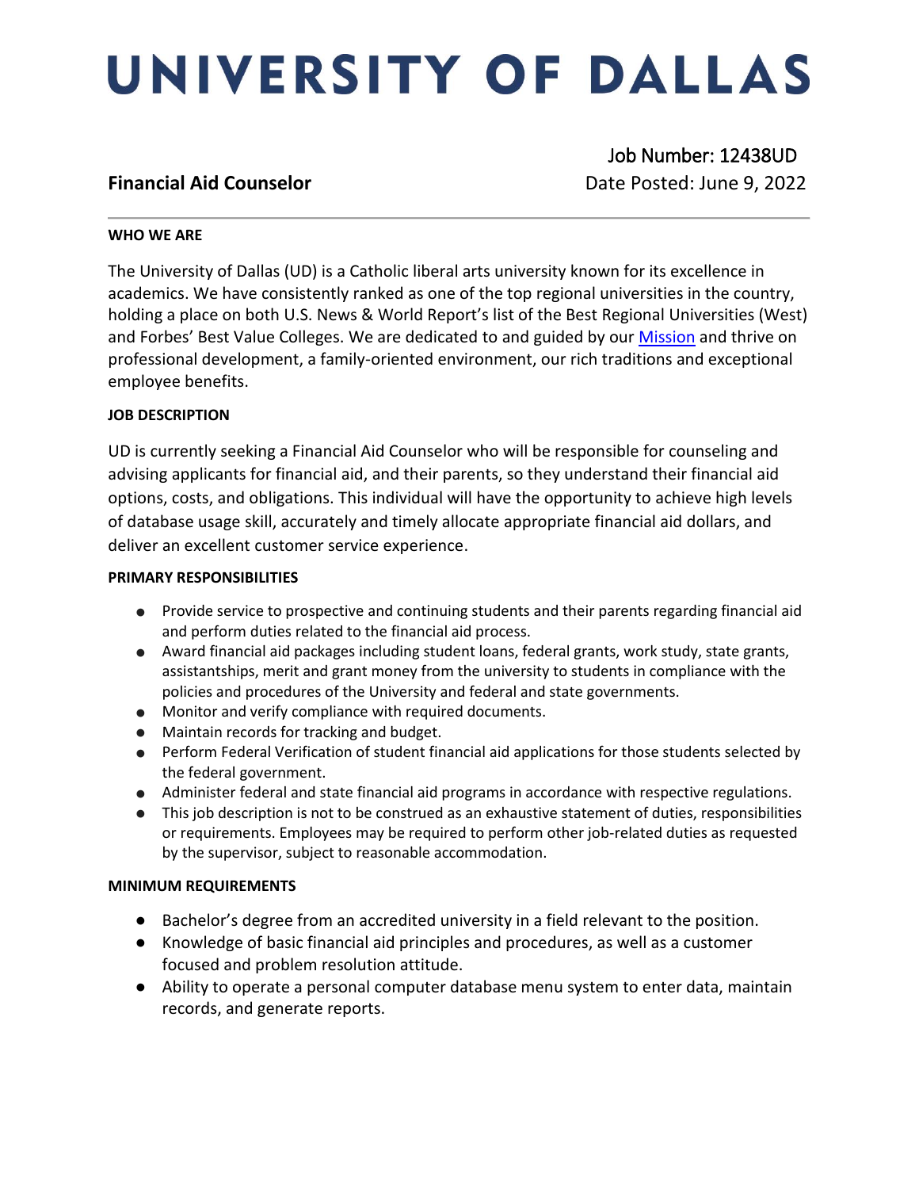# UNIVERSITY OF DALLAS

## Financial Aid Counselor

Job Number: 12438UD
Date Posted: June 9, 2022

---

**WHO WE ARE**

The University of Dallas (UD) is a Catholic liberal arts university known for its excellence in academics. We have consistently ranked as one of the top regional universities in the country, holding a place on both U.S. News & World Report's list of the Best Regional Universities (West) and Forbes' Best Value Colleges. We are dedicated to and guided by our Mission and thrive on professional development, a family-oriented environment, our rich traditions and exceptional employee benefits.

**JOB DESCRIPTION**

UD is currently seeking a Financial Aid Counselor who will be responsible for counseling and advising applicants for financial aid, and their parents, so they understand their financial aid options, costs, and obligations. This individual will have the opportunity to achieve high levels of database usage skill, accurately and timely allocate appropriate financial aid dollars, and deliver an excellent customer service experience.

**PRIMARY RESPONSIBILITIES**

- Provide service to prospective and continuing students and their parents regarding financial aid and perform duties related to the financial aid process.
- Award financial aid packages including student loans, federal grants, work study, state grants, assistantships, merit and grant money from the university to students in compliance with the policies and procedures of the University and federal and state governments.
- Monitor and verify compliance with required documents.
- Maintain records for tracking and budget.
- Perform Federal Verification of student financial aid applications for those students selected by the federal government.
- Administer federal and state financial aid programs in accordance with respective regulations.
- This job description is not to be construed as an exhaustive statement of duties, responsibilities or requirements. Employees may be required to perform other job-related duties as requested by the supervisor, subject to reasonable accommodation.

**MINIMUM REQUIREMENTS**

- Bachelor's degree from an accredited university in a field relevant to the position.
- Knowledge of basic financial aid principles and procedures, as well as a customer focused and problem resolution attitude.
- Ability to operate a personal computer database menu system to enter data, maintain records, and generate reports.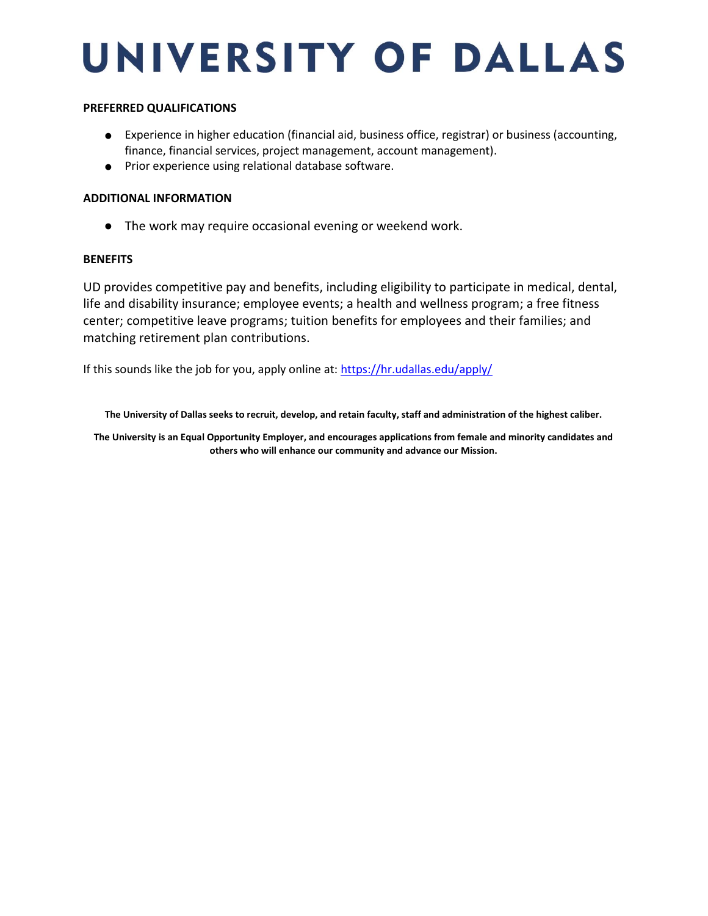# UNIVERSITY OF DALLAS

**PREFERRED QUALIFICATIONS**

- Experience in higher education (financial aid, business office, registrar) or business (accounting, finance, financial services, project management, account management).
- Prior experience using relational database software.

**ADDITIONAL INFORMATION**

- The work may require occasional evening or weekend work.

**BENEFITS**

UD provides competitive pay and benefits, including eligibility to participate in medical, dental, life and disability insurance; employee events; a health and wellness program; a free fitness center; competitive leave programs; tuition benefits for employees and their families; and matching retirement plan contributions.

If this sounds like the job for you, apply online at: https://hr.udallas.edu/apply/

**The University of Dallas seeks to recruit, develop, and retain faculty, staff and administration of the highest caliber.**

**The University is an Equal Opportunity Employer, and encourages applications from female and minority candidates and others who will enhance our community and advance our Mission.**